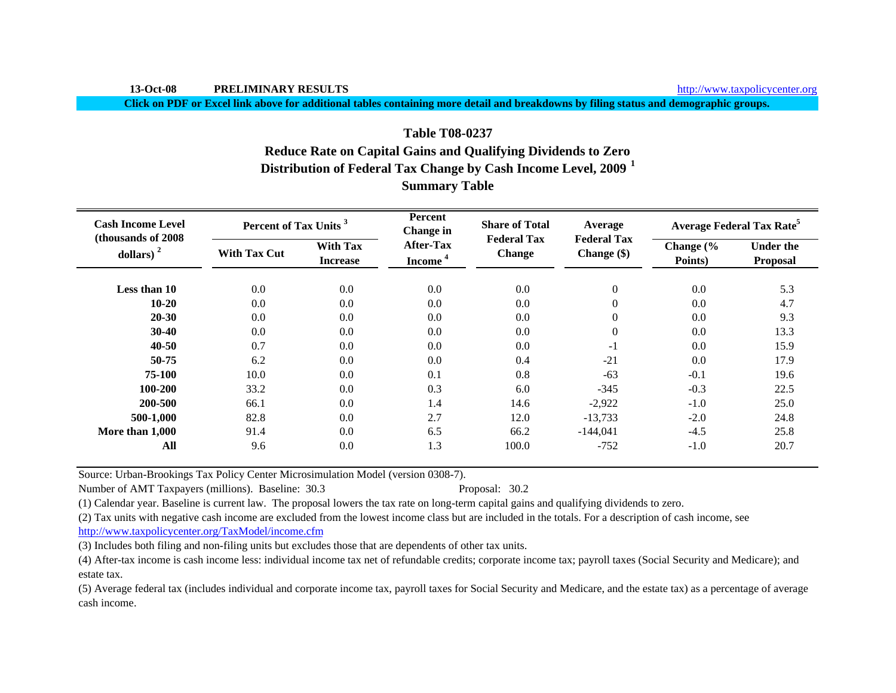13-Oct-08 **PRELIMINARY RESULTS** http://www.taxpolicycenter.org

**Click on PDF or Excel link above for additional tables containing more detail and breakdowns by filing status and demographic groups.**

## Table T08-0237
## Reduce Rate on Capital Gains and Qualifying Dividends to Zero
## Distribution of Federal Tax Change by Cash Income Level, 2009 [1]
## Summary Table

| Cash Income Level (thousands of 2008 dollars) [2] | Percent of Tax Units [3] | | Percent Change in After-Tax Income [4] | Share of Total Federal Tax Change | Average Federal Tax Change ($) | Average Federal Tax Rate[5] | |
|---|---|---|---|---|---|---|---|
| | With Tax Cut | With Tax Increase | | | | Change (% Points) | Under the Proposal |
| **Less than 10** | 0.0 | 0.0 | 0.0 | 0.0 | 0 | 0.0 | 5.3 |
| **10-20** | 0.0 | 0.0 | 0.0 | 0.0 | 0 | 0.0 | 4.7 |
| **20-30** | 0.0 | 0.0 | 0.0 | 0.0 | 0 | 0.0 | 9.3 |
| **30-40** | 0.0 | 0.0 | 0.0 | 0.0 | 0 | 0.0 | 13.3 |
| **40-50** | 0.7 | 0.0 | 0.0 | 0.0 | -1 | 0.0 | 15.9 |
| **50-75** | 6.2 | 0.0 | 0.0 | 0.4 | -21 | 0.0 | 17.9 |
| **75-100** | 10.0 | 0.0 | 0.1 | 0.8 | -63 | -0.1 | 19.6 |
| **100-200** | 33.2 | 0.0 | 0.3 | 6.0 | -345 | -0.3 | 22.5 |
| **200-500** | 66.1 | 0.0 | 1.4 | 14.6 | -2,922 | -1.0 | 25.0 |
| **500-1,000** | 82.8 | 0.0 | 2.7 | 12.0 | -13,733 | -2.0 | 24.8 |
| **More than 1,000** | 91.4 | 0.0 | 6.5 | 66.2 | -144,041 | -4.5 | 25.8 |
| **All** | 9.6 | 0.0 | 1.3 | 100.0 | -752 | -1.0 | 20.7 |

Source: Urban-Brookings Tax Policy Center Microsimulation Model (version 0308-7).

Number of AMT Taxpayers (millions). Baseline: 30.3 Proposal: 30.2

(1) Calendar year. Baseline is current law. The proposal lowers the tax rate on long-term capital gains and qualifying dividends to zero.

(2) Tax units with negative cash income are excluded from the lowest income class but are included in the totals. For a description of cash income, see http://www.taxpolicycenter.org/TaxModel/income.cfm

(3) Includes both filing and non-filing units but excludes those that are dependents of other tax units.

(4) After-tax income is cash income less: individual income tax net of refundable credits; corporate income tax; payroll taxes (Social Security and Medicare); and estate tax.

(5) Average federal tax (includes individual and corporate income tax, payroll taxes for Social Security and Medicare, and the estate tax) as a percentage of average cash income.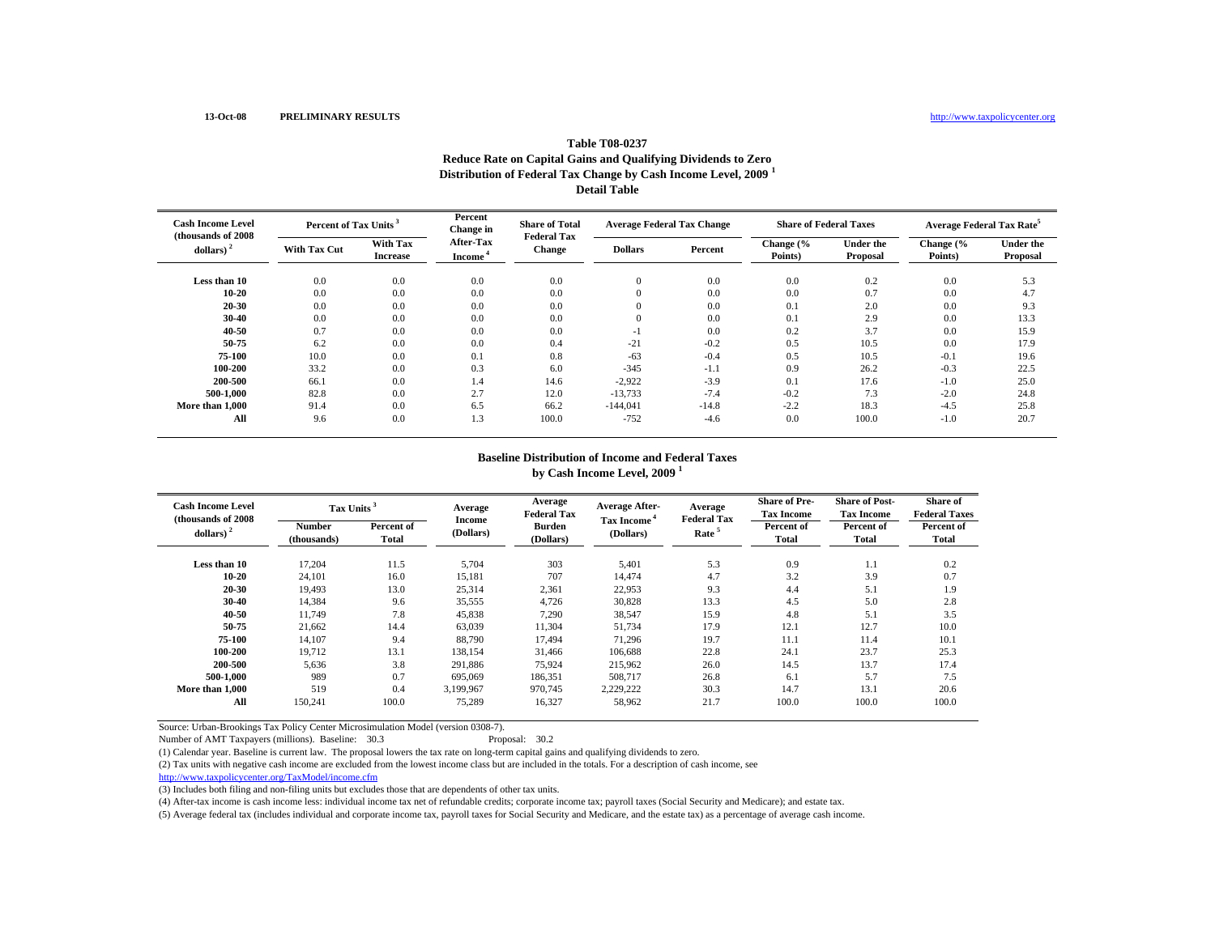13-Oct-08 **PRELIMINARY RESULTS** http://www.taxpolicycenter.org

## Table T08-0237
## Reduce Rate on Capital Gains and Qualifying Dividends to Zero
## Distribution of Federal Tax Change by Cash Income Level, 2009 [1]
## Detail Table

| Cash Income Level (thousands of 2008 dollars) [2] | Percent of Tax Units [3] | | Percent Change in After-Tax Income [4] | Share of Total Federal Tax Change | Average Federal Tax Change | | Share of Federal Taxes | | Average Federal Tax Rate[5] | |
|---|---|---|---|---|---|---|---|---|---|---|
| | With Tax Cut | With Tax Increase | | | Dollars | Percent | Change (% Points) | Under the Proposal | Change (% Points) | Under the Proposal |
| **Less than 10** | 0.0 | 0.0 | 0.0 | 0.0 | 0 | 0.0 | 0.0 | 0.2 | 0.0 | 5.3 |
| **10-20** | 0.0 | 0.0 | 0.0 | 0.0 | 0 | 0.0 | 0.0 | 0.7 | 0.0 | 4.7 |
| **20-30** | 0.0 | 0.0 | 0.0 | 0.0 | 0 | 0.0 | 0.1 | 2.0 | 0.0 | 9.3 |
| **30-40** | 0.0 | 0.0 | 0.0 | 0.0 | 0 | 0.0 | 0.1 | 2.9 | 0.0 | 13.3 |
| **40-50** | 0.7 | 0.0 | 0.0 | 0.0 | -1 | 0.0 | 0.2 | 3.7 | 0.0 | 15.9 |
| **50-75** | 6.2 | 0.0 | 0.0 | 0.4 | -21 | -0.2 | 0.5 | 10.5 | 0.0 | 17.9 |
| **75-100** | 10.0 | 0.0 | 0.1 | 0.8 | -63 | -0.4 | 0.5 | 10.5 | -0.1 | 19.6 |
| **100-200** | 33.2 | 0.0 | 0.3 | 6.0 | -345 | -1.1 | 0.9 | 26.2 | -0.3 | 22.5 |
| **200-500** | 66.1 | 0.0 | 1.4 | 14.6 | -2,922 | -3.9 | 0.1 | 17.6 | -1.0 | 25.0 |
| **500-1,000** | 82.8 | 0.0 | 2.7 | 12.0 | -13,733 | -7.4 | -0.2 | 7.3 | -2.0 | 24.8 |
| **More than 1,000** | 91.4 | 0.0 | 6.5 | 66.2 | -144,041 | -14.8 | -2.2 | 18.3 | -4.5 | 25.8 |
| **All** | 9.6 | 0.0 | 1.3 | 100.0 | -752 | -4.6 | 0.0 | 100.0 | -1.0 | 20.7 |

## Baseline Distribution of Income and Federal Taxes
## by Cash Income Level, 2009 [1]

| Cash Income Level (thousands of 2008 dollars) [2] | Tax Units [3] | | Average Income (Dollars) | Average Federal Tax Burden (Dollars) | Average After-Tax Income [4] (Dollars) | Average Federal Tax Rate [5] | Share of Pre-Tax Income | Share of Post-Tax Income | Share of Federal Taxes |
|---|---|---|---|---|---|---|---|---|---|
| | Number (thousands) | Percent of Total | | | | | Percent of Total | Percent of Total | Percent of Total |
| **Less than 10** | 17,204 | 11.5 | 5,704 | 303 | 5,401 | 5.3 | 0.9 | 1.1 | 0.2 |
| **10-20** | 24,101 | 16.0 | 15,181 | 707 | 14,474 | 4.7 | 3.2 | 3.9 | 0.7 |
| **20-30** | 19,493 | 13.0 | 25,314 | 2,361 | 22,953 | 9.3 | 4.4 | 5.1 | 1.9 |
| **30-40** | 14,384 | 9.6 | 35,555 | 4,726 | 30,828 | 13.3 | 4.5 | 5.0 | 2.8 |
| **40-50** | 11,749 | 7.8 | 45,838 | 7,290 | 38,547 | 15.9 | 4.8 | 5.1 | 3.5 |
| **50-75** | 21,662 | 14.4 | 63,039 | 11,304 | 51,734 | 17.9 | 12.1 | 12.7 | 10.0 |
| **75-100** | 14,107 | 9.4 | 88,790 | 17,494 | 71,296 | 19.7 | 11.1 | 11.4 | 10.1 |
| **100-200** | 19,712 | 13.1 | 138,154 | 31,466 | 106,688 | 22.8 | 24.1 | 23.7 | 25.3 |
| **200-500** | 5,636 | 3.8 | 291,886 | 75,924 | 215,962 | 26.0 | 14.5 | 13.7 | 17.4 |
| **500-1,000** | 989 | 0.7 | 695,069 | 186,351 | 508,717 | 26.8 | 6.1 | 5.7 | 7.5 |
| **More than 1,000** | 519 | 0.4 | 3,199,967 | 970,745 | 2,229,222 | 30.3 | 14.7 | 13.1 | 20.6 |
| **All** | 150,241 | 100.0 | 75,289 | 16,327 | 58,962 | 21.7 | 100.0 | 100.0 | 100.0 |

Source: Urban-Brookings Tax Policy Center Microsimulation Model (version 0308-7).

Number of AMT Taxpayers (millions). Baseline: 30.3 Proposal: 30.2

(1) Calendar year. Baseline is current law. The proposal lowers the tax rate on long-term capital gains and qualifying dividends to zero.

(2) Tax units with negative cash income are excluded from the lowest income class but are included in the totals. For a description of cash income, see http://www.taxpolicycenter.org/TaxModel/income.cfm

(3) Includes both filing and non-filing units but excludes those that are dependents of other tax units.

(4) After-tax income is cash income less: individual income tax net of refundable credits; corporate income tax; payroll taxes (Social Security and Medicare); and estate tax.

(5) Average federal tax (includes individual and corporate income tax, payroll taxes for Social Security and Medicare, and the estate tax) as a percentage of average cash income.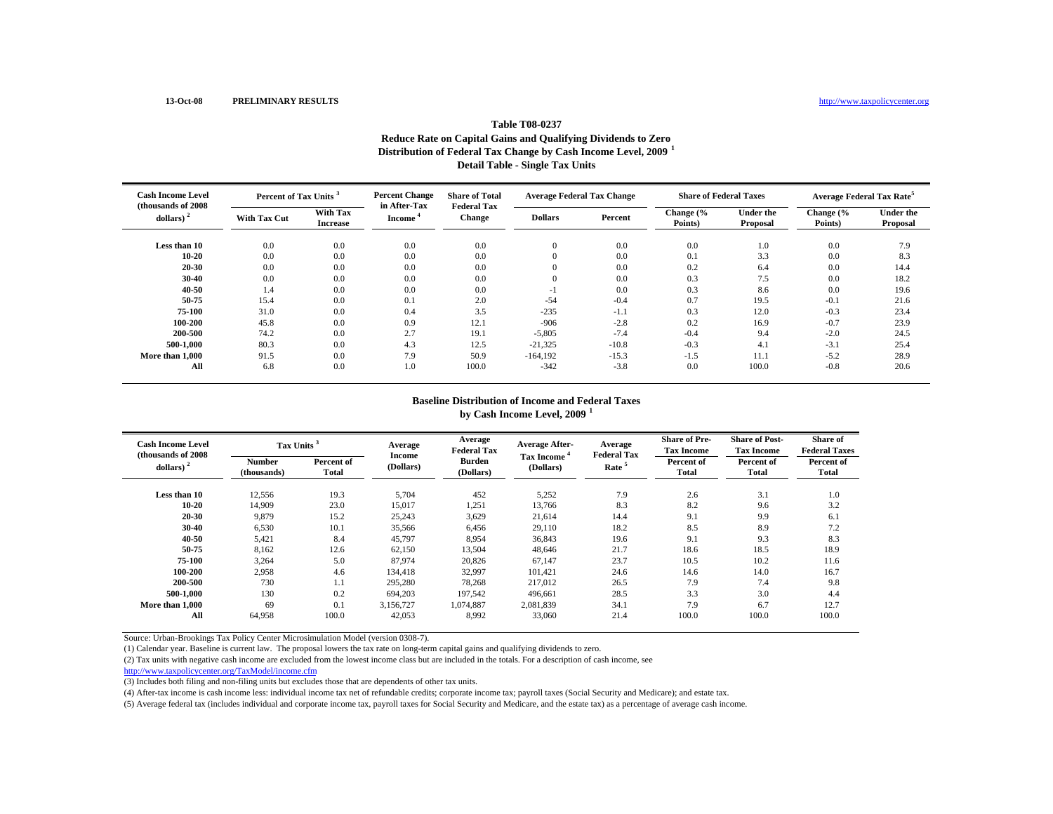13-Oct-08 **PRELIMINARY RESULTS** http://www.taxpolicycenter.org

## Table T08-0237
## Reduce Rate on Capital Gains and Qualifying Dividends to Zero
## Distribution of Federal Tax Change by Cash Income Level, 2009 [1]
## Detail Table - Single Tax Units

| Cash Income Level (thousands of 2008 dollars) [2] | Percent of Tax Units [3] | | Percent Change in After-Tax Income [4] | Share of Total Federal Tax Change | Average Federal Tax Change | | Share of Federal Taxes | | Average Federal Tax Rate[5] | |
|---|---|---|---|---|---|---|---|---|---|---|
| | With Tax Cut | With Tax Increase | | | Dollars | Percent | Change (% Points) | Under the Proposal | Change (% Points) | Under the Proposal |
| Less than 10 | 0.0 | 0.0 | 0.0 | 0.0 | 0 | 0.0 | 0.0 | 1.0 | 0.0 | 7.9 |
| 10-20 | 0.0 | 0.0 | 0.0 | 0.0 | 0 | 0.0 | 0.1 | 3.3 | 0.0 | 8.3 |
| 20-30 | 0.0 | 0.0 | 0.0 | 0.0 | 0 | 0.0 | 0.2 | 6.4 | 0.0 | 14.4 |
| 30-40 | 0.0 | 0.0 | 0.0 | 0.0 | 0 | 0.0 | 0.3 | 7.5 | 0.0 | 18.2 |
| 40-50 | 1.4 | 0.0 | 0.0 | 0.0 | -1 | 0.0 | 0.3 | 8.6 | 0.0 | 19.6 |
| 50-75 | 15.4 | 0.0 | 0.1 | 2.0 | -54 | -0.4 | 0.7 | 19.5 | -0.1 | 21.6 |
| 75-100 | 31.0 | 0.0 | 0.4 | 3.5 | -235 | -1.1 | 0.3 | 12.0 | -0.3 | 23.4 |
| 100-200 | 45.8 | 0.0 | 0.9 | 12.1 | -906 | -2.8 | 0.2 | 16.9 | -0.7 | 23.9 |
| 200-500 | 74.2 | 0.0 | 2.7 | 19.1 | -5,805 | -7.4 | -0.4 | 9.4 | -2.0 | 24.5 |
| 500-1,000 | 80.3 | 0.0 | 4.3 | 12.5 | -21,325 | -10.8 | -0.3 | 4.1 | -3.1 | 25.4 |
| More than 1,000 | 91.5 | 0.0 | 7.9 | 50.9 | -164,192 | -15.3 | -1.5 | 11.1 | -5.2 | 28.9 |
| All | 6.8 | 0.0 | 1.0 | 100.0 | -342 | -3.8 | 0.0 | 100.0 | -0.8 | 20.6 |

## Baseline Distribution of Income and Federal Taxes by Cash Income Level, 2009 [1]

| Cash Income Level (thousands of 2008 dollars) [2] | Tax Units [3] | | Average Income (Dollars) | Average Federal Tax Burden (Dollars) | Average After-Tax Income [4] (Dollars) | Average Federal Tax Rate [5] | Share of Pre-Tax Income | Share of Post-Tax Income | Share of Federal Taxes |
|---|---|---|---|---|---|---|---|---|---|
| | Number (thousands) | Percent of Total | | | | | Percent of Total | Percent of Total | Percent of Total |
| Less than 10 | 12,556 | 19.3 | 5,704 | 452 | 5,252 | 7.9 | 2.6 | 3.1 | 1.0 |
| 10-20 | 14,909 | 23.0 | 15,017 | 1,251 | 13,766 | 8.3 | 8.2 | 9.6 | 3.2 |
| 20-30 | 9,879 | 15.2 | 25,243 | 3,629 | 21,614 | 14.4 | 9.1 | 9.9 | 6.1 |
| 30-40 | 6,530 | 10.1 | 35,566 | 6,456 | 29,110 | 18.2 | 8.5 | 8.9 | 7.2 |
| 40-50 | 5,421 | 8.4 | 45,797 | 8,954 | 36,843 | 19.6 | 9.1 | 9.3 | 8.3 |
| 50-75 | 8,162 | 12.6 | 62,150 | 13,504 | 48,646 | 21.7 | 18.6 | 18.5 | 18.9 |
| 75-100 | 3,264 | 5.0 | 87,974 | 20,826 | 67,147 | 23.7 | 10.5 | 10.2 | 11.6 |
| 100-200 | 2,958 | 4.6 | 134,418 | 32,997 | 101,421 | 24.6 | 14.6 | 14.0 | 16.7 |
| 200-500 | 730 | 1.1 | 295,280 | 78,268 | 217,012 | 26.5 | 7.9 | 7.4 | 9.8 |
| 500-1,000 | 130 | 0.2 | 694,203 | 197,542 | 496,661 | 28.5 | 3.3 | 3.0 | 4.4 |
| More than 1,000 | 69 | 0.1 | 3,156,727 | 1,074,887 | 2,081,839 | 34.1 | 7.9 | 6.7 | 12.7 |
| All | 64,958 | 100.0 | 42,053 | 8,992 | 33,060 | 21.4 | 100.0 | 100.0 | 100.0 |

Source: Urban-Brookings Tax Policy Center Microsimulation Model (version 0308-7).

(1) Calendar year. Baseline is current law. The proposal lowers the tax rate on long-term capital gains and qualifying dividends to zero.

(2) Tax units with negative cash income are excluded from the lowest income class but are included in the totals. For a description of cash income, see http://www.taxpolicycenter.org/TaxModel/income.cfm

(3) Includes both filing and non-filing units but excludes those that are dependents of other tax units.

(4) After-tax income is cash income less: individual income tax net of refundable credits; corporate income tax; payroll taxes (Social Security and Medicare); and estate tax.

(5) Average federal tax (includes individual and corporate income tax, payroll taxes for Social Security and Medicare, and the estate tax) as a percentage of average cash income.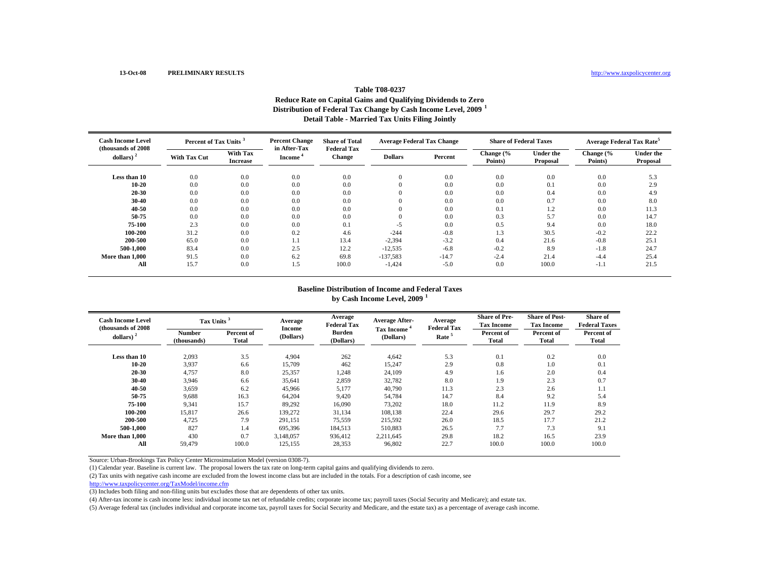13-Oct-08 **PRELIMINARY RESULTS** http://www.taxpolicycenter.org

## Table T08-0237
### Reduce Rate on Capital Gains and Qualifying Dividends to Zero
### Distribution of Federal Tax Change by Cash Income Level, 2009 [1]
### Detail Table - Married Tax Units Filing Jointly

| Cash Income Level (thousands of 2008 dollars) [2] | Percent of Tax Units [3] | | Percent Change in After-Tax Income [4] | Share of Total Federal Tax Change | Average Federal Tax Change | | Share of Federal Taxes | | Average Federal Tax Rate[5] | |
|---|---|---|---|---|---|---|---|---|---|---|
| | With Tax Cut | With Tax Increase | | | Dollars | Percent | Change (% Points) | Under the Proposal | Change (% Points) | Under the Proposal |
| **Less than 10** | 0.0 | 0.0 | 0.0 | 0.0 | 0 | 0.0 | 0.0 | 0.0 | 0.0 | 5.3 |
| **10-20** | 0.0 | 0.0 | 0.0 | 0.0 | 0 | 0.0 | 0.0 | 0.1 | 0.0 | 2.9 |
| **20-30** | 0.0 | 0.0 | 0.0 | 0.0 | 0 | 0.0 | 0.0 | 0.4 | 0.0 | 4.9 |
| **30-40** | 0.0 | 0.0 | 0.0 | 0.0 | 0 | 0.0 | 0.0 | 0.7 | 0.0 | 8.0 |
| **40-50** | 0.0 | 0.0 | 0.0 | 0.0 | 0 | 0.0 | 0.1 | 1.2 | 0.0 | 11.3 |
| **50-75** | 0.0 | 0.0 | 0.0 | 0.0 | 0 | 0.0 | 0.3 | 5.7 | 0.0 | 14.7 |
| **75-100** | 2.3 | 0.0 | 0.0 | 0.1 | -5 | 0.0 | 0.5 | 9.4 | 0.0 | 18.0 |
| **100-200** | 31.2 | 0.0 | 0.2 | 4.6 | -244 | -0.8 | 1.3 | 30.5 | -0.2 | 22.2 |
| **200-500** | 65.0 | 0.0 | 1.1 | 13.4 | -2,394 | -3.2 | 0.4 | 21.6 | -0.8 | 25.1 |
| **500-1,000** | 83.4 | 0.0 | 2.5 | 12.2 | -12,535 | -6.8 | -0.2 | 8.9 | -1.8 | 24.7 |
| **More than 1,000** | 91.5 | 0.0 | 6.2 | 69.8 | -137,583 | -14.7 | -2.4 | 21.4 | -4.4 | 25.4 |
| **All** | 15.7 | 0.0 | 1.5 | 100.0 | -1,424 | -5.0 | 0.0 | 100.0 | -1.1 | 21.5 |

### Baseline Distribution of Income and Federal Taxes by Cash Income Level, 2009 [1]

| Cash Income Level (thousands of 2008 dollars) [2] | Tax Units [3] | | Average Income (Dollars) | Average Federal Tax Burden (Dollars) | Average After-Tax Income [4] (Dollars) | Average Federal Tax Rate [5] | Share of Pre-Tax Income | Share of Post-Tax Income | Share of Federal Taxes |
|---|---|---|---|---|---|---|---|---|---|
| | Number (thousands) | Percent of Total | | | | | Percent of Total | Percent of Total | Percent of Total |
| **Less than 10** | 2,093 | 3.5 | 4,904 | 262 | 4,642 | 5.3 | 0.1 | 0.2 | 0.0 |
| **10-20** | 3,937 | 6.6 | 15,709 | 462 | 15,247 | 2.9 | 0.8 | 1.0 | 0.1 |
| **20-30** | 4,757 | 8.0 | 25,357 | 1,248 | 24,109 | 4.9 | 1.6 | 2.0 | 0.4 |
| **30-40** | 3,946 | 6.6 | 35,641 | 2,859 | 32,782 | 8.0 | 1.9 | 2.3 | 0.7 |
| **40-50** | 3,659 | 6.2 | 45,966 | 5,177 | 40,790 | 11.3 | 2.3 | 2.6 | 1.1 |
| **50-75** | 9,688 | 16.3 | 64,204 | 9,420 | 54,784 | 14.7 | 8.4 | 9.2 | 5.4 |
| **75-100** | 9,341 | 15.7 | 89,292 | 16,090 | 73,202 | 18.0 | 11.2 | 11.9 | 8.9 |
| **100-200** | 15,817 | 26.6 | 139,272 | 31,134 | 108,138 | 22.4 | 29.6 | 29.7 | 29.2 |
| **200-500** | 4,725 | 7.9 | 291,151 | 75,559 | 215,592 | 26.0 | 18.5 | 17.7 | 21.2 |
| **500-1,000** | 827 | 1.4 | 695,396 | 184,513 | 510,883 | 26.5 | 7.7 | 7.3 | 9.1 |
| **More than 1,000** | 430 | 0.7 | 3,148,057 | 936,412 | 2,211,645 | 29.8 | 18.2 | 16.5 | 23.9 |
| **All** | 59,479 | 100.0 | 125,155 | 28,353 | 96,802 | 22.7 | 100.0 | 100.0 | 100.0 |

Source: Urban-Brookings Tax Policy Center Microsimulation Model (version 0308-7).

(1) Calendar year. Baseline is current law. The proposal lowers the tax rate on long-term capital gains and qualifying dividends to zero.

(2) Tax units with negative cash income are excluded from the lowest income class but are included in the totals. For a description of cash income, see http://www.taxpolicycenter.org/TaxModel/income.cfm

(3) Includes both filing and non-filing units but excludes those that are dependents of other tax units.

(4) After-tax income is cash income less: individual income tax net of refundable credits; corporate income tax; payroll taxes (Social Security and Medicare); and estate tax.

(5) Average federal tax (includes individual and corporate income tax, payroll taxes for Social Security and Medicare, and the estate tax) as a percentage of average cash income.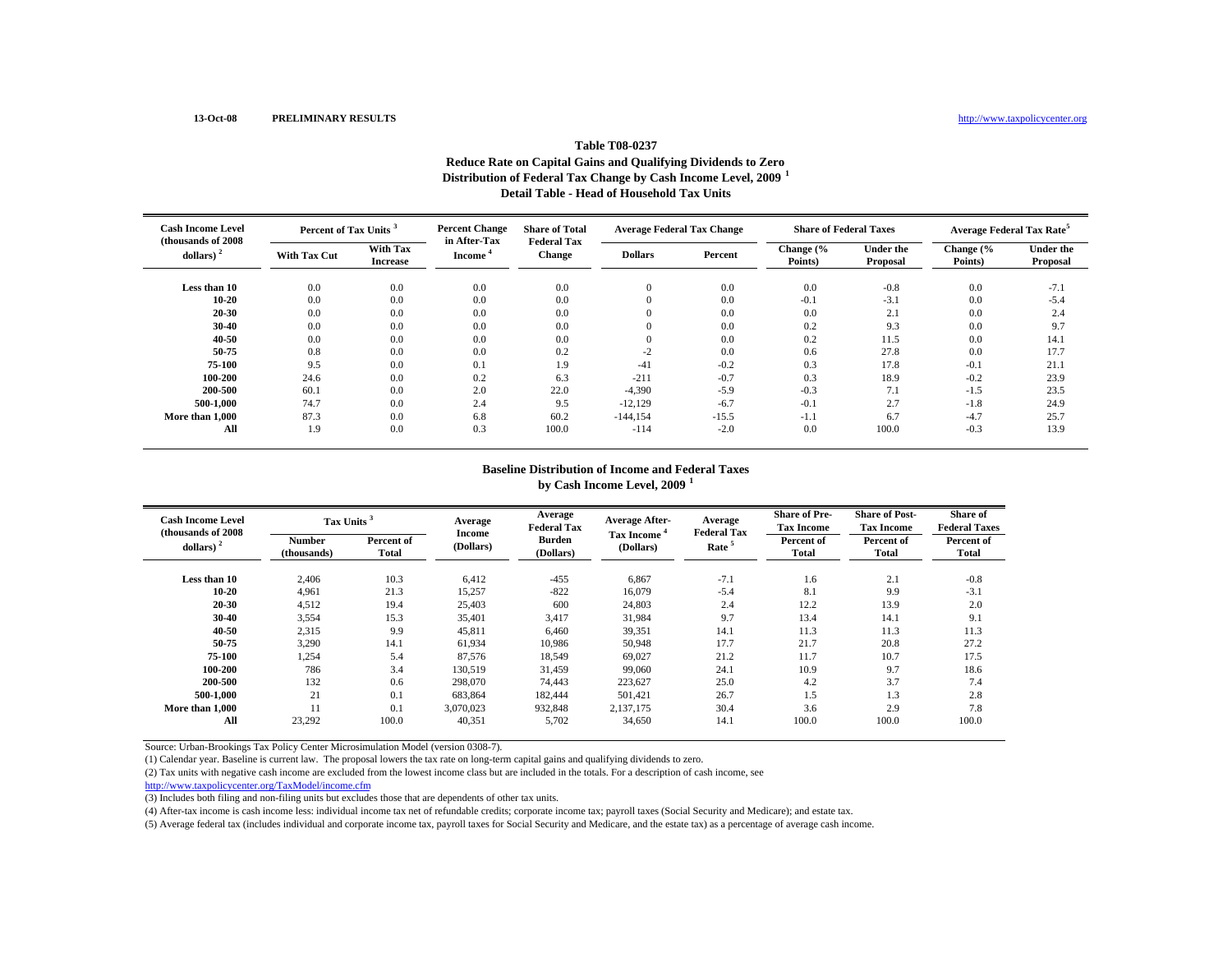13-Oct-08 **PRELIMINARY RESULTS** http://www.taxpolicycenter.org

### Table T08-0237
### Reduce Rate on Capital Gains and Qualifying Dividends to Zero
### Distribution of Federal Tax Change by Cash Income Level, 2009 [1]
### Detail Table - Head of Household Tax Units

| Cash Income Level (thousands of 2008 dollars) [2] | Percent of Tax Units [3] | | Percent Change in After-Tax Income [4] | Share of Total Federal Tax Change | Average Federal Tax Change | | Share of Federal Taxes | | Average Federal Tax Rate[5] | |
|---|---|---|---|---|---|---|---|---|---|---|
| | With Tax Cut | With Tax Increase | | | Dollars | Percent | Change (% Points) | Under the Proposal | Change (% Points) | Under the Proposal |
| **Less than 10** | 0.0 | 0.0 | 0.0 | 0.0 | 0 | 0.0 | 0.0 | -0.8 | 0.0 | -7.1 |
| **10-20** | 0.0 | 0.0 | 0.0 | 0.0 | 0 | 0.0 | -0.1 | -3.1 | 0.0 | -5.4 |
| **20-30** | 0.0 | 0.0 | 0.0 | 0.0 | 0 | 0.0 | 0.0 | 2.1 | 0.0 | 2.4 |
| **30-40** | 0.0 | 0.0 | 0.0 | 0.0 | 0 | 0.0 | 0.2 | 9.3 | 0.0 | 9.7 |
| **40-50** | 0.0 | 0.0 | 0.0 | 0.0 | 0 | 0.0 | 0.2 | 11.5 | 0.0 | 14.1 |
| **50-75** | 0.8 | 0.0 | 0.0 | 0.2 | -2 | 0.0 | 0.6 | 27.8 | 0.0 | 17.7 |
| **75-100** | 9.5 | 0.0 | 0.1 | 1.9 | -41 | -0.2 | 0.3 | 17.8 | -0.1 | 21.1 |
| **100-200** | 24.6 | 0.0 | 0.2 | 6.3 | -211 | -0.7 | 0.3 | 18.9 | -0.2 | 23.9 |
| **200-500** | 60.1 | 0.0 | 2.0 | 22.0 | -4,390 | -5.9 | -0.3 | 7.1 | -1.5 | 23.5 |
| **500-1,000** | 74.7 | 0.0 | 2.4 | 9.5 | -12,129 | -6.7 | -0.1 | 2.7 | -1.8 | 24.9 |
| **More than 1,000** | 87.3 | 0.0 | 6.8 | 60.2 | -144,154 | -15.5 | -1.1 | 6.7 | -4.7 | 25.7 |
| **All** | 1.9 | 0.0 | 0.3 | 100.0 | -114 | -2.0 | 0.0 | 100.0 | -0.3 | 13.9 |

### Baseline Distribution of Income and Federal Taxes by Cash Income Level, 2009 [1]

| Cash Income Level (thousands of 2008 dollars) [2] | Tax Units [3] | | Average Income (Dollars) | Average Federal Tax Burden (Dollars) | Average After-Tax Income [4] (Dollars) | Average Federal Tax Rate [5] | Share of Pre-Tax Income | Share of Post-Tax Income | Share of Federal Taxes |
|---|---|---|---|---|---|---|---|---|---|
| | Number (thousands) | Percent of Total | | | | | Percent of Total | Percent of Total | Percent of Total |
| **Less than 10** | 2,406 | 10.3 | 6,412 | -455 | 6,867 | -7.1 | 1.6 | 2.1 | -0.8 |
| **10-20** | 4,961 | 21.3 | 15,257 | -822 | 16,079 | -5.4 | 8.1 | 9.9 | -3.1 |
| **20-30** | 4,512 | 19.4 | 25,403 | 600 | 24,803 | 2.4 | 12.2 | 13.9 | 2.0 |
| **30-40** | 3,554 | 15.3 | 35,401 | 3,417 | 31,984 | 9.7 | 13.4 | 14.1 | 9.1 |
| **40-50** | 2,315 | 9.9 | 45,811 | 6,460 | 39,351 | 14.1 | 11.3 | 11.3 | 11.3 |
| **50-75** | 3,290 | 14.1 | 61,934 | 10,986 | 50,948 | 17.7 | 21.7 | 20.8 | 27.2 |
| **75-100** | 1,254 | 5.4 | 87,576 | 18,549 | 69,027 | 21.2 | 11.7 | 10.7 | 17.5 |
| **100-200** | 786 | 3.4 | 130,519 | 31,459 | 99,060 | 24.1 | 10.9 | 9.7 | 18.6 |
| **200-500** | 132 | 0.6 | 298,070 | 74,443 | 223,627 | 25.0 | 4.2 | 3.7 | 7.4 |
| **500-1,000** | 21 | 0.1 | 683,864 | 182,444 | 501,421 | 26.7 | 1.5 | 1.3 | 2.8 |
| **More than 1,000** | 11 | 0.1 | 3,070,023 | 932,848 | 2,137,175 | 30.4 | 3.6 | 2.9 | 7.8 |
| **All** | 23,292 | 100.0 | 40,351 | 5,702 | 34,650 | 14.1 | 100.0 | 100.0 | 100.0 |

Source: Urban-Brookings Tax Policy Center Microsimulation Model (version 0308-7).

(1) Calendar year. Baseline is current law. The proposal lowers the tax rate on long-term capital gains and qualifying dividends to zero.

(2) Tax units with negative cash income are excluded from the lowest income class but are included in the totals. For a description of cash income, see http://www.taxpolicycenter.org/TaxModel/income.cfm

(3) Includes both filing and non-filing units but excludes those that are dependents of other tax units.

(4) After-tax income is cash income less: individual income tax net of refundable credits; corporate income tax; payroll taxes (Social Security and Medicare); and estate tax.

(5) Average federal tax (includes individual and corporate income tax, payroll taxes for Social Security and Medicare, and the estate tax) as a percentage of average cash income.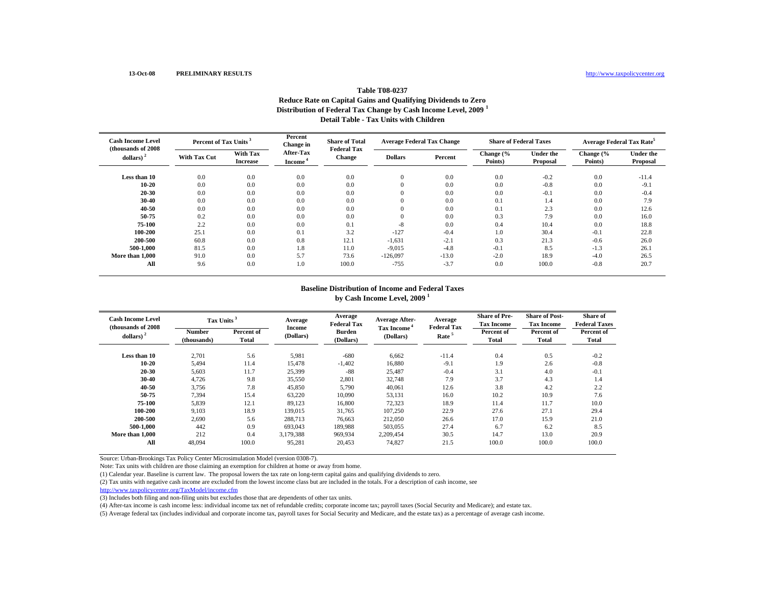13-Oct-08 **PRELIMINARY RESULTS** http://www.taxpolicycenter.org

### Table T08-0237
### Reduce Rate on Capital Gains and Qualifying Dividends to Zero
### Distribution of Federal Tax Change by Cash Income Level, 2009 [1]
### Detail Table - Tax Units with Children

| Cash Income Level (thousands of 2008 dollars) [2] | Percent of Tax Units [3] | | Percent Change in After-Tax Income [4] | Share of Total Federal Tax Change | Average Federal Tax Change | | Share of Federal Taxes | | Average Federal Tax Rate[5] | |
|---|---|---|---|---|---|---|---|---|---|---|
| | With Tax Cut | With Tax Increase | | | Dollars | Percent | Change (% Points) | Under the Proposal | Change (% Points) | Under the Proposal |
| Less than 10 | 0.0 | 0.0 | 0.0 | 0.0 | 0 | 0.0 | 0.0 | -0.2 | 0.0 | -11.4 |
| 10-20 | 0.0 | 0.0 | 0.0 | 0.0 | 0 | 0.0 | 0.0 | -0.8 | 0.0 | -9.1 |
| 20-30 | 0.0 | 0.0 | 0.0 | 0.0 | 0 | 0.0 | 0.0 | -0.1 | 0.0 | -0.4 |
| 30-40 | 0.0 | 0.0 | 0.0 | 0.0 | 0 | 0.0 | 0.1 | 1.4 | 0.0 | 7.9 |
| 40-50 | 0.0 | 0.0 | 0.0 | 0.0 | 0 | 0.0 | 0.1 | 2.3 | 0.0 | 12.6 |
| 50-75 | 0.2 | 0.0 | 0.0 | 0.0 | 0 | 0.0 | 0.3 | 7.9 | 0.0 | 16.0 |
| 75-100 | 2.2 | 0.0 | 0.0 | 0.1 | -8 | 0.0 | 0.4 | 10.4 | 0.0 | 18.8 |
| 100-200 | 25.1 | 0.0 | 0.1 | 3.2 | -127 | -0.4 | 1.0 | 30.4 | -0.1 | 22.8 |
| 200-500 | 60.8 | 0.0 | 0.8 | 12.1 | -1,631 | -2.1 | 0.3 | 21.3 | -0.6 | 26.0 |
| 500-1,000 | 81.5 | 0.0 | 1.8 | 11.0 | -9,015 | -4.8 | -0.1 | 8.5 | -1.3 | 26.1 |
| More than 1,000 | 91.0 | 0.0 | 5.7 | 73.6 | -126,097 | -13.0 | -2.0 | 18.9 | -4.0 | 26.5 |
| All | 9.6 | 0.0 | 1.0 | 100.0 | -755 | -3.7 | 0.0 | 100.0 | -0.8 | 20.7 |

### Baseline Distribution of Income and Federal Taxes
### by Cash Income Level, 2009 [1]

| Cash Income Level (thousands of 2008 dollars) [2] | Tax Units [3] | | Average Income (Dollars) | Average Federal Tax Burden (Dollars) | Average After-Tax Income [4] (Dollars) | Average Federal Tax Rate [5] | Share of Pre-Tax Income | Share of Post-Tax Income | Share of Federal Taxes |
|---|---|---|---|---|---|---|---|---|---|
| | Number (thousands) | Percent of Total | | | | | Percent of Total | Percent of Total | Percent of Total |
| Less than 10 | 2,701 | 5.6 | 5,981 | -680 | 6,662 | -11.4 | 0.4 | 0.5 | -0.2 |
| 10-20 | 5,494 | 11.4 | 15,478 | -1,402 | 16,880 | -9.1 | 1.9 | 2.6 | -0.8 |
| 20-30 | 5,603 | 11.7 | 25,399 | -88 | 25,487 | -0.4 | 3.1 | 4.0 | -0.1 |
| 30-40 | 4,726 | 9.8 | 35,550 | 2,801 | 32,748 | 7.9 | 3.7 | 4.3 | 1.4 |
| 40-50 | 3,756 | 7.8 | 45,850 | 5,790 | 40,061 | 12.6 | 3.8 | 4.2 | 2.2 |
| 50-75 | 7,394 | 15.4 | 63,220 | 10,090 | 53,131 | 16.0 | 10.2 | 10.9 | 7.6 |
| 75-100 | 5,839 | 12.1 | 89,123 | 16,800 | 72,323 | 18.9 | 11.4 | 11.7 | 10.0 |
| 100-200 | 9,103 | 18.9 | 139,015 | 31,765 | 107,250 | 22.9 | 27.6 | 27.1 | 29.4 |
| 200-500 | 2,690 | 5.6 | 288,713 | 76,663 | 212,050 | 26.6 | 17.0 | 15.9 | 21.0 |
| 500-1,000 | 442 | 0.9 | 693,043 | 189,988 | 503,055 | 27.4 | 6.7 | 6.2 | 8.5 |
| More than 1,000 | 212 | 0.4 | 3,179,388 | 969,934 | 2,209,454 | 30.5 | 14.7 | 13.0 | 20.9 |
| All | 48,094 | 100.0 | 95,281 | 20,453 | 74,827 | 21.5 | 100.0 | 100.0 | 100.0 |

Source: Urban-Brookings Tax Policy Center Microsimulation Model (version 0308-7).

Note: Tax units with children are those claiming an exemption for children at home or away from home.

(1) Calendar year. Baseline is current law. The proposal lowers the tax rate on long-term capital gains and qualifying dividends to zero.

(2) Tax units with negative cash income are excluded from the lowest income class but are included in the totals. For a description of cash income, see http://www.taxpolicycenter.org/TaxModel/income.cfm

(3) Includes both filing and non-filing units but excludes those that are dependents of other tax units.

(4) After-tax income is cash income less: individual income tax net of refundable credits; corporate income tax; payroll taxes (Social Security and Medicare); and estate tax.

(5) Average federal tax (includes individual and corporate income tax, payroll taxes for Social Security and Medicare, and the estate tax) as a percentage of average cash income.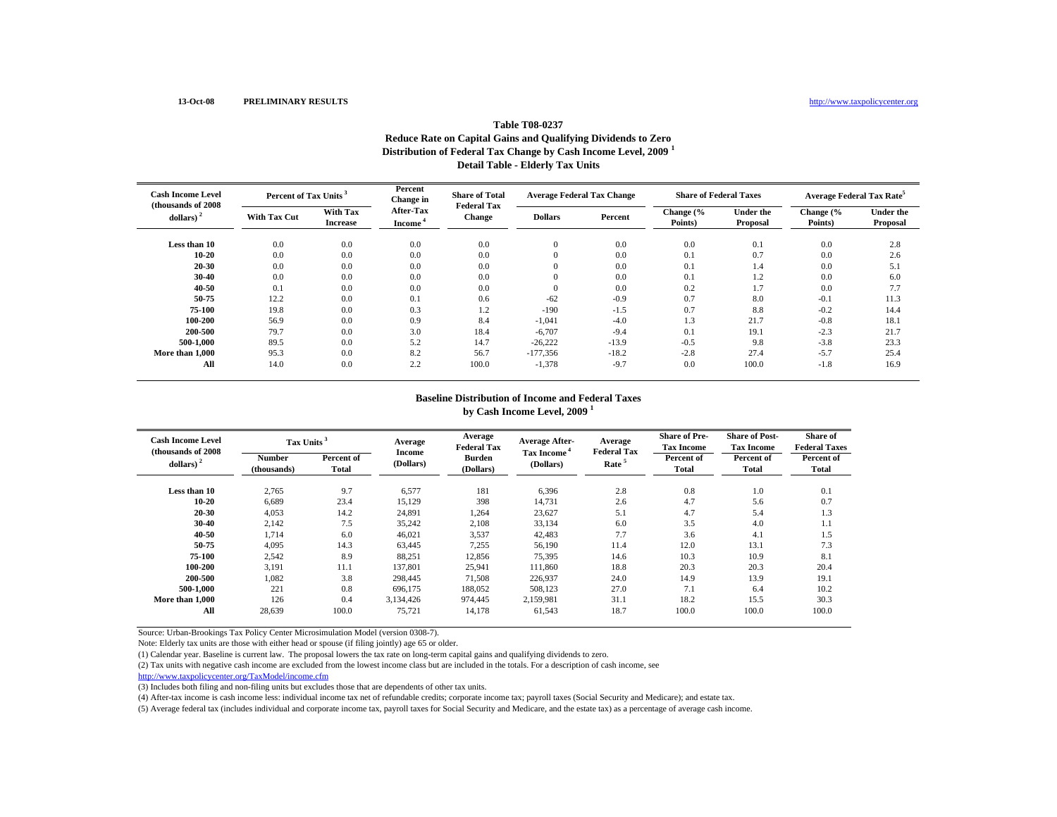13-Oct-08 **PRELIMINARY RESULTS** http://www.taxpolicycenter.org

## Table T08-0237
### Reduce Rate on Capital Gains and Qualifying Dividends to Zero
### Distribution of Federal Tax Change by Cash Income Level, 2009 [1]
### Detail Table - Elderly Tax Units

| Cash Income Level (thousands of 2008 dollars) [2] | Percent of Tax Units [3] | | Percent Change in After-Tax Income [4] | Share of Total Federal Tax Change | Average Federal Tax Change | | Share of Federal Taxes | | Average Federal Tax Rate[5] | |
|---|---|---|---|---|---|---|---|---|---|---|
| | With Tax Cut | With Tax Increase | | | Dollars | Percent | Change (% Points) | Under the Proposal | Change (% Points) | Under the Proposal |
| Less than 10 | 0.0 | 0.0 | 0.0 | 0.0 | 0 | 0.0 | 0.0 | 0.1 | 0.0 | 2.8 |
| 10-20 | 0.0 | 0.0 | 0.0 | 0.0 | 0 | 0.0 | 0.1 | 0.7 | 0.0 | 2.6 |
| 20-30 | 0.0 | 0.0 | 0.0 | 0.0 | 0 | 0.0 | 0.1 | 1.4 | 0.0 | 5.1 |
| 30-40 | 0.0 | 0.0 | 0.0 | 0.0 | 0 | 0.0 | 0.1 | 1.2 | 0.0 | 6.0 |
| 40-50 | 0.1 | 0.0 | 0.0 | 0.0 | 0 | 0.0 | 0.2 | 1.7 | 0.0 | 7.7 |
| 50-75 | 12.2 | 0.0 | 0.1 | 0.6 | -62 | -0.9 | 0.7 | 8.0 | -0.1 | 11.3 |
| 75-100 | 19.8 | 0.0 | 0.3 | 1.2 | -190 | -1.5 | 0.7 | 8.8 | -0.2 | 14.4 |
| 100-200 | 56.9 | 0.0 | 0.9 | 8.4 | -1,041 | -4.0 | 1.3 | 21.7 | -0.8 | 18.1 |
| 200-500 | 79.7 | 0.0 | 3.0 | 18.4 | -6,707 | -9.4 | 0.1 | 19.1 | -2.3 | 21.7 |
| 500-1,000 | 89.5 | 0.0 | 5.2 | 14.7 | -26,222 | -13.9 | -0.5 | 9.8 | -3.8 | 23.3 |
| More than 1,000 | 95.3 | 0.0 | 8.2 | 56.7 | -177,356 | -18.2 | -2.8 | 27.4 | -5.7 | 25.4 |
| All | 14.0 | 0.0 | 2.2 | 100.0 | -1,378 | -9.7 | 0.0 | 100.0 | -1.8 | 16.9 |

### Baseline Distribution of Income and Federal Taxes by Cash Income Level, 2009 [1]

| Cash Income Level (thousands of 2008 dollars) [2] | Tax Units [3] | | Average Income (Dollars) | Average Federal Tax Burden (Dollars) | Average After-Tax Income [4] (Dollars) | Average Federal Tax Rate [5] | Share of Pre-Tax Income | Share of Post-Tax Income | Share of Federal Taxes |
|---|---|---|---|---|---|---|---|---|---|
| | Number (thousands) | Percent of Total | | | | | Percent of Total | Percent of Total | Percent of Total |
| Less than 10 | 2,765 | 9.7 | 6,577 | 181 | 6,396 | 2.8 | 0.8 | 1.0 | 0.1 |
| 10-20 | 6,689 | 23.4 | 15,129 | 398 | 14,731 | 2.6 | 4.7 | 5.6 | 0.7 |
| 20-30 | 4,053 | 14.2 | 24,891 | 1,264 | 23,627 | 5.1 | 4.7 | 5.4 | 1.3 |
| 30-40 | 2,142 | 7.5 | 35,242 | 2,108 | 33,134 | 6.0 | 3.5 | 4.0 | 1.1 |
| 40-50 | 1,714 | 6.0 | 46,021 | 3,537 | 42,483 | 7.7 | 3.6 | 4.1 | 1.5 |
| 50-75 | 4,095 | 14.3 | 63,445 | 7,255 | 56,190 | 11.4 | 12.0 | 13.1 | 7.3 |
| 75-100 | 2,542 | 8.9 | 88,251 | 12,856 | 75,395 | 14.6 | 10.3 | 10.9 | 8.1 |
| 100-200 | 3,191 | 11.1 | 137,801 | 25,941 | 111,860 | 18.8 | 20.3 | 20.3 | 20.4 |
| 200-500 | 1,082 | 3.8 | 298,445 | 71,508 | 226,937 | 24.0 | 14.9 | 13.9 | 19.1 |
| 500-1,000 | 221 | 0.8 | 696,175 | 188,052 | 508,123 | 27.0 | 7.1 | 6.4 | 10.2 |
| More than 1,000 | 126 | 0.4 | 3,134,426 | 974,445 | 2,159,981 | 31.1 | 18.2 | 15.5 | 30.3 |
| All | 28,639 | 100.0 | 75,721 | 14,178 | 61,543 | 18.7 | 100.0 | 100.0 | 100.0 |

Source: Urban-Brookings Tax Policy Center Microsimulation Model (version 0308-7).

Note: Elderly tax units are those with either head or spouse (if filing jointly) age 65 or older.

(1) Calendar year. Baseline is current law. The proposal lowers the tax rate on long-term capital gains and qualifying dividends to zero.

(2) Tax units with negative cash income are excluded from the lowest income class but are included in the totals. For a description of cash income, see http://www.taxpolicycenter.org/TaxModel/income.cfm

(3) Includes both filing and non-filing units but excludes those that are dependents of other tax units.

(4) After-tax income is cash income less: individual income tax net of refundable credits; corporate income tax; payroll taxes (Social Security and Medicare); and estate tax.

(5) Average federal tax (includes individual and corporate income tax, payroll taxes for Social Security and Medicare, and the estate tax) as a percentage of average cash income.